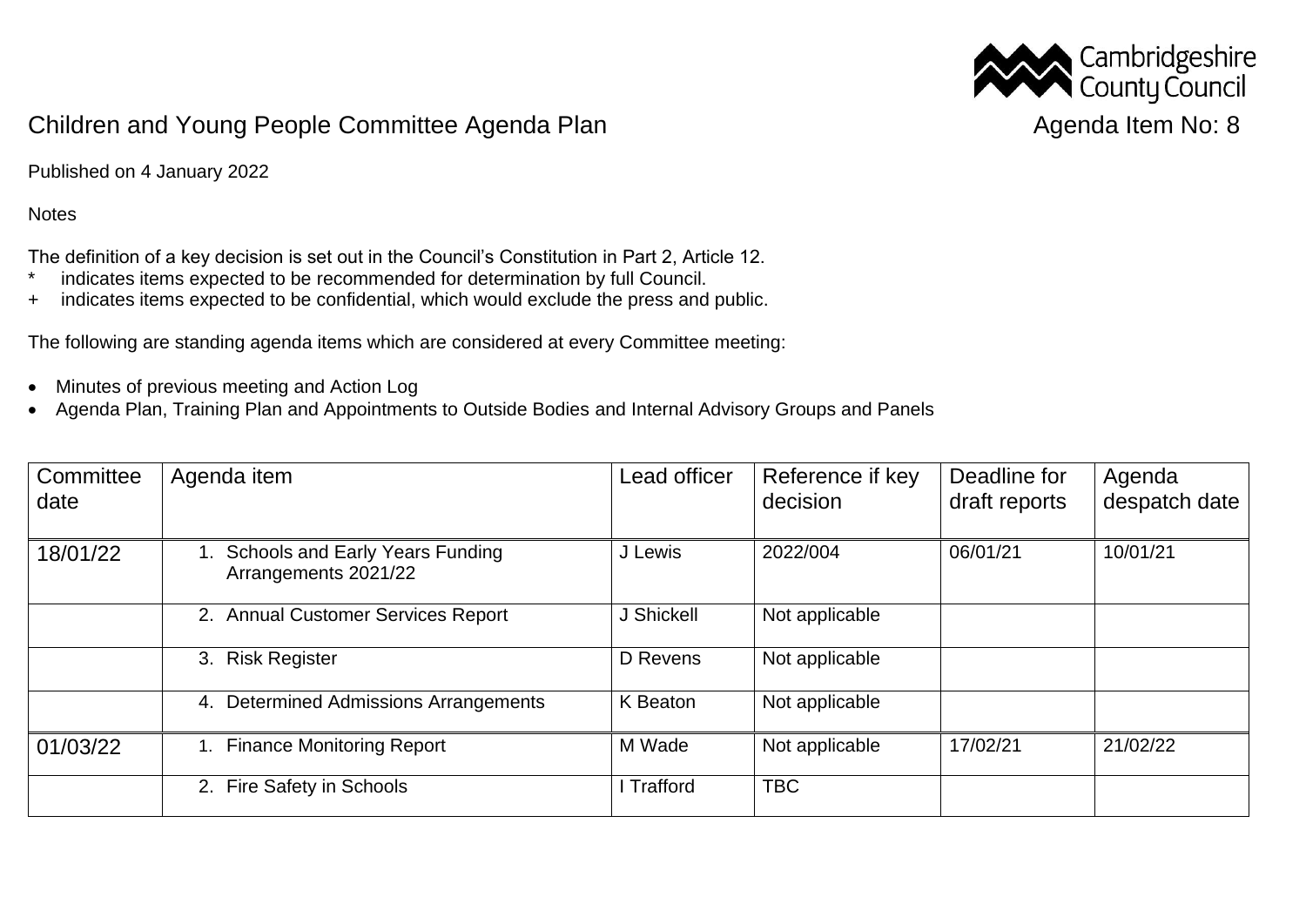Cambridgeshire County Council

# Children and Young People Committee Agenda Plan

Agenda Item No: 8

Published on 4 January 2022

Notes

The definition of a key decision is set out in the Council's Constitution in Part 2, Article 12.
* indicates items expected to be recommended for determination by full Council.
+ indicates items expected to be confidential, which would exclude the press and public.

The following are standing agenda items which are considered at every Committee meeting:

- Minutes of previous meeting and Action Log
- Agenda Plan, Training Plan and Appointments to Outside Bodies and Internal Advisory Groups and Panels

| Committee date | Agenda item | Lead officer | Reference if key decision | Deadline for draft reports | Agenda despatch date |
|---|---|---|---|---|---|
| 18/01/22 | 1. Schools and Early Years Funding Arrangements 2021/22 | J Lewis | 2022/004 | 06/01/21 | 10/01/21 |
| | 2. Annual Customer Services Report | J Shickell | Not applicable | | |
| | 3. Risk Register | D Revens | Not applicable | | |
| | 4. Determined Admissions Arrangements | K Beaton | Not applicable | | |
| 01/03/22 | 1. Finance Monitoring Report | M Wade | Not applicable | 17/02/21 | 21/02/22 |
| | 2. Fire Safety in Schools | I Trafford | TBC | | |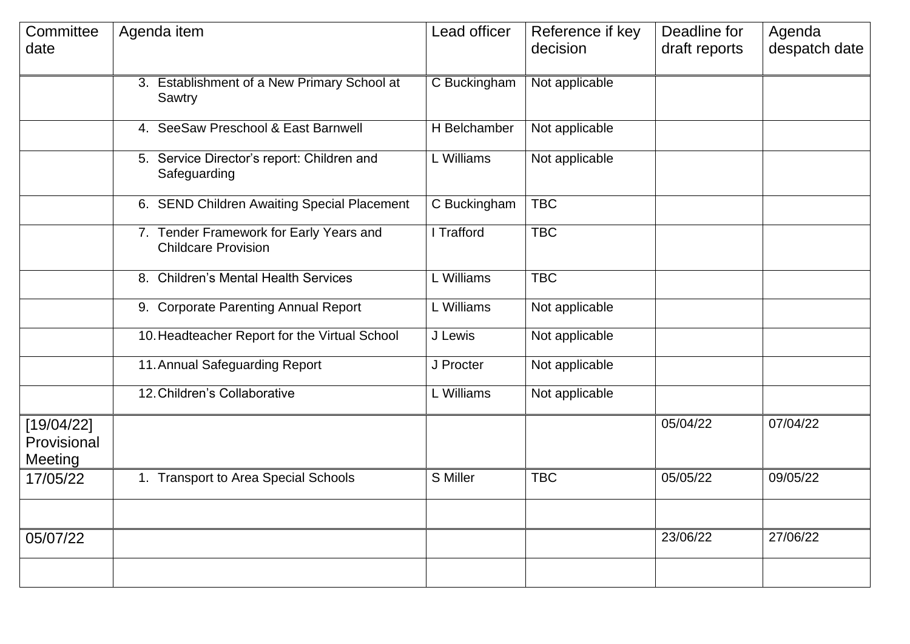| Committee date | Agenda item | Lead officer | Reference if key decision | Deadline for draft reports | Agenda despatch date |
|---|---|---|---|---|---|
| | 3. Establishment of a New Primary School at Sawtry | C Buckingham | Not applicable | | |
| | 4. SeeSaw Preschool & East Barnwell | H Belchamber | Not applicable | | |
| | 5. Service Director's report: Children and Safeguarding | L Williams | Not applicable | | |
| | 6. SEND Children Awaiting Special Placement | C Buckingham | TBC | | |
| | 7. Tender Framework for Early Years and Childcare Provision | I Trafford | TBC | | |
| | 8. Children's Mental Health Services | L Williams | TBC | | |
| | 9. Corporate Parenting Annual Report | L Williams | Not applicable | | |
| | 10. Headteacher Report for the Virtual School | J Lewis | Not applicable | | |
| | 11. Annual Safeguarding Report | J Procter | Not applicable | | |
| | 12. Children's Collaborative | L Williams | Not applicable | | |
| [19/04/22] Provisional Meeting | | | | 05/04/22 | 07/04/22 |
| 17/05/22 | 1. Transport to Area Special Schools | S Miller | TBC | 05/05/22 | 09/05/22 |
| | | | | | |
| 05/07/22 | | | | 23/06/22 | 27/06/22 |
| | | | | | |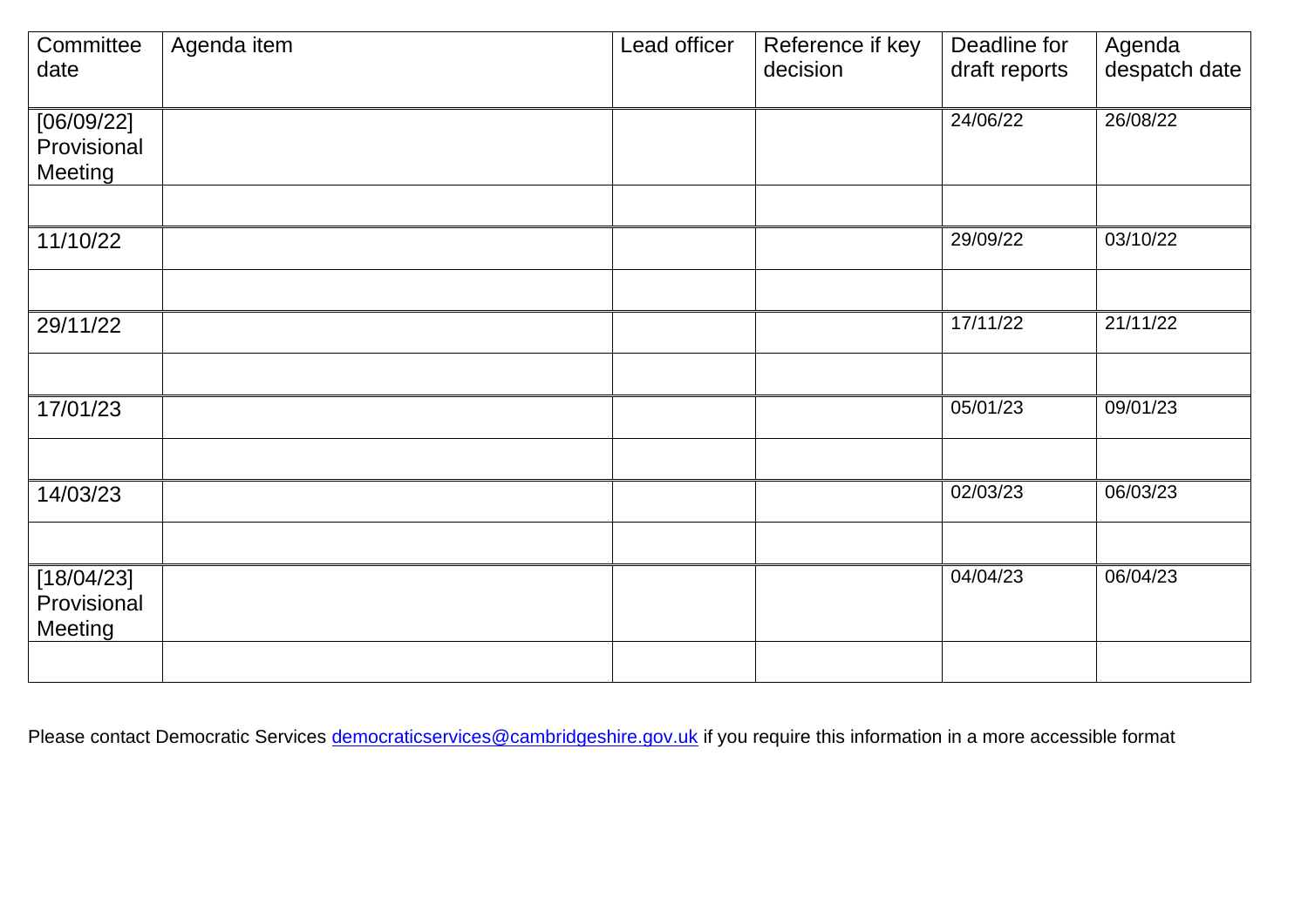| Committee date | Agenda item | Lead officer | Reference if key decision | Deadline for draft reports | Agenda despatch date |
|---|---|---|---|---|---|
| [06/09/22] Provisional Meeting | | | | 24/06/22 | 26/08/22 |
| | | | | | |
| 11/10/22 | | | | 29/09/22 | 03/10/22 |
| | | | | | |
| 29/11/22 | | | | 17/11/22 | 21/11/22 |
| | | | | | |
| 17/01/23 | | | | 05/01/23 | 09/01/23 |
| | | | | | |
| 14/03/23 | | | | 02/03/23 | 06/03/23 |
| | | | | | |
| [18/04/23] Provisional Meeting | | | | 04/04/23 | 06/04/23 |
| | | | | | |

Please contact Democratic Services [democraticservices@cambridgeshire.gov.uk](mailto:democraticservices@cambridgeshire.gov.uk) if you require this information in a more accessible format